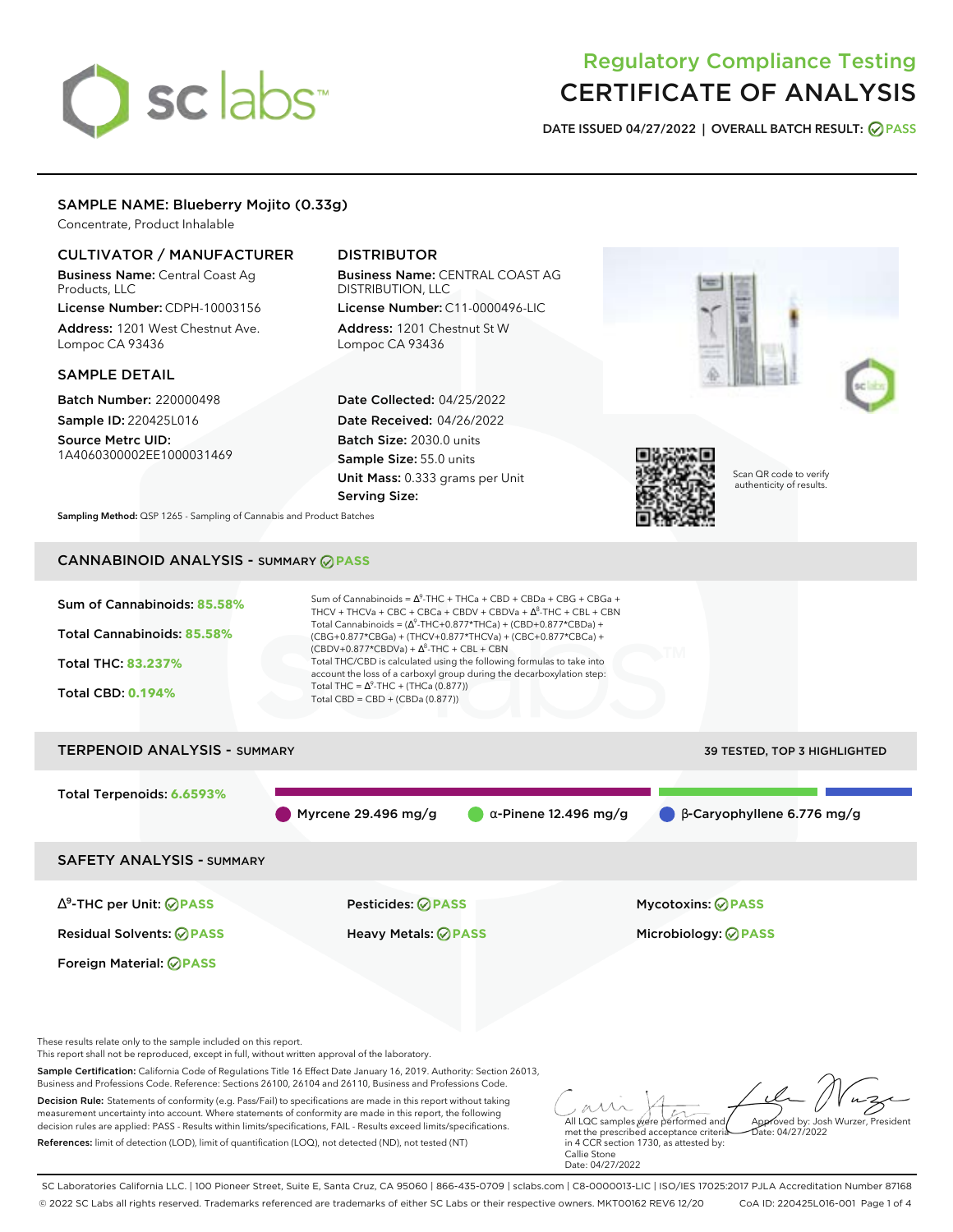# Regulatory Compliance Testing
# CERTIFICATE OF ANALYSIS

**DATE ISSUED 04/27/2022 | OVERALL BATCH RESULT: PASS**

## SAMPLE NAME: Blueberry Mojito (0.33g)

Concentrate, Product Inhalable

### CULTIVATOR / MANUFACTURER

**Business Name:** Central Coast Ag Products, LLC

**License Number:** CDPH-10003156

**Address:** 1201 West Chestnut Ave. Lompoc CA 93436

### DISTRIBUTOR

**Business Name:** CENTRAL COAST AG DISTRIBUTION, LLC

**License Number:** C11-0000496-LIC

**Address:** 1201 Chestnut St W Lompoc CA 93436

### SAMPLE DETAIL

**Batch Number:** 220000498

**Sample ID:** 220425L016

**Source Metrc UID:** 1A4060300002EE1000031469

**Date Collected:** 04/25/2022

**Date Received:** 04/26/2022

**Batch Size:** 2030.0 units

**Sample Size:** 55.0 units

**Unit Mass:** 0.333 grams per Unit

**Serving Size:**

Scan QR code to verify authenticity of results.

**Sampling Method:** QSP 1265 - Sampling of Cannabis and Product Batches

## CANNABINOID ANALYSIS - SUMMARY PASS

**Sum of Cannabinoids:** 85.58%

**Total Cannabinoids:** 85.58%

**Total THC:** 83.237%

**Total CBD:** 0.194%

Sum of Cannabinoids = $\Delta^9$-THC + THCa + CBD + CBDa + CBG + CBGa + THCV + THCVa + CBC + CBCa + CBDV + CBDVa + $\Delta^8$-THC + CBL + CBN

Total Cannabinoids = ($\Delta^9$-THC+0.877*THCa) + (CBD+0.877*CBDa) + (CBG+0.877*CBGa) + (THCV+0.877*THCVa) + (CBC+0.877*CBCa) + (CBDV+0.877*CBDVa) + $\Delta^8$-THC + CBL + CBN

Total THC/CBD is calculated using the following formulas to take into account the loss of a carboxyl group during the decarboxylation step:

Total THC = $\Delta^9$-THC + (THCa (0.877))

Total CBD = CBD + (CBDa (0.877))

## TERPENOID ANALYSIS - SUMMARY

39 TESTED, TOP 3 HIGHLIGHTED

**Total Terpenoids:** 6.6593%

Myrcene 29.496 mg/g | α-Pinene 12.496 mg/g | β-Caryophyllene 6.776 mg/g

## SAFETY ANALYSIS - SUMMARY

| | | |
|---|---|---|
| $\Delta^9$-THC per Unit: PASS | Pesticides: PASS | Mycotoxins: PASS |
| Residual Solvents: PASS | Heavy Metals: PASS | Microbiology: PASS |
| Foreign Material: PASS | | |

These results relate only to the sample included on this report.
This report shall not be reproduced, except in full, without written approval of the laboratory.

**Sample Certification:** California Code of Regulations Title 16 Effect Date January 16, 2019. Authority: Section 26013, Business and Professions Code. Reference: Sections 26100, 26104 and 26110, Business and Professions Code.

**Decision Rule:** Statements of conformity (e.g. Pass/Fail) to specifications are made in this report without taking measurement uncertainty into account. Where statements of conformity are made in this report, the following decision rules are applied: PASS - Results within limits/specifications, FAIL - Results exceed limits/specifications.

**References:** limit of detection (LOD), limit of quantification (LOQ), not detected (ND), not tested (NT)

All LQC samples were performed and met the prescribed acceptance criteria in 4 CCR section 1730, as attested by: Callie Stone
Date: 04/27/2022

Approved by: Josh Wurzer, President
Date: 04/27/2022

SC Laboratories California LLC. | 100 Pioneer Street, Suite E, Santa Cruz, CA 95060 | 866-435-0709 | sclabs.com | C8-0000013-LIC | ISO/IES 17025:2017 PJLA Accreditation Number 87168
© 2022 SC Labs all rights reserved. Trademarks referenced are trademarks of either SC Labs or their respective owners. MKT00162 REV6 12/20 CoA ID: 220425L016-001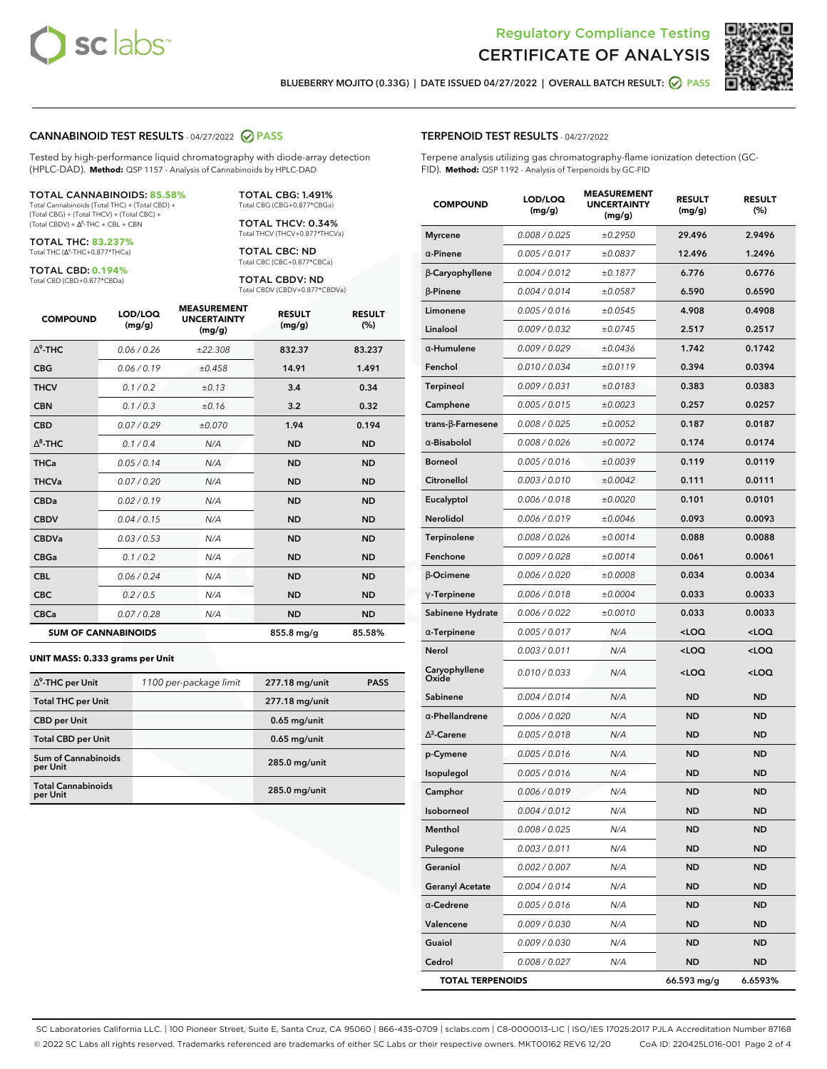# Regulatory Compliance Testing
# CERTIFICATE OF ANALYSIS

BLUEBERRY MOJITO (0.33G) | DATE ISSUED 04/27/2022 | OVERALL BATCH RESULT: PASS

## CANNABINOID TEST RESULTS - 04/27/2022 PASS

Tested by high-performance liquid chromatography with diode-array detection (HPLC-DAD). **Method:** QSP 1157 - Analysis of Cannabinoids by HPLC-DAD

**TOTAL CANNABINOIDS: 85.58%**
Total Cannabinoids (Total THC) + (Total CBD) + (Total CBG) + (Total THCV) + (Total CBC) + (Total CBDV) + Δ8-THC + CBL + CBN

**TOTAL THC: 83.237%**
Total THC (Δ9-THC+0.877*THCa)

**TOTAL CBD: 0.194%**
Total CBD (CBD+0.877*CBDa)

**TOTAL CBG: 1.491%**
Total CBG (CBG+0.877*CBGa)

**TOTAL THCV: 0.34%**
Total THCV (THCV+0.877*THCVa)

**TOTAL CBC: ND**
Total CBC (CBC+0.877*CBCa)

**TOTAL CBDV: ND**
Total CBDV (CBDV+0.877*CBDVa)

| COMPOUND | LOD/LOQ (mg/g) | MEASUREMENT UNCERTAINTY (mg/g) | RESULT (mg/g) | RESULT (%) |
|---|---|---|---|---|
| Δ9-THC | 0.06 / 0.26 | ±22.308 | 832.37 | 83.237 |
| CBG | 0.06 / 0.19 | ±0.458 | 14.91 | 1.491 |
| THCV | 0.1 / 0.2 | ±0.13 | 3.4 | 0.34 |
| CBN | 0.1 / 0.3 | ±0.16 | 3.2 | 0.32 |
| CBD | 0.07 / 0.29 | ±0.070 | 1.94 | 0.194 |
| Δ8-THC | 0.1 / 0.4 | N/A | ND | ND |
| THCa | 0.05 / 0.14 | N/A | ND | ND |
| THCVa | 0.07 / 0.20 | N/A | ND | ND |
| CBDa | 0.02 / 0.19 | N/A | ND | ND |
| CBDV | 0.04 / 0.15 | N/A | ND | ND |
| CBDVa | 0.03 / 0.53 | N/A | ND | ND |
| CBGa | 0.1 / 0.2 | N/A | ND | ND |
| CBL | 0.06 / 0.24 | N/A | ND | ND |
| CBC | 0.2 / 0.5 | N/A | ND | ND |
| CBCa | 0.07 / 0.28 | N/A | ND | ND |
| **SUM OF CANNABINOIDS** | | | 855.8 mg/g | 85.58% |

**UNIT MASS: 0.333 grams per Unit**

| | | | |
|---|---|---|---|
| Δ9-THC per Unit | 1100 per-package limit | 277.18 mg/unit | PASS |
| Total THC per Unit | | 277.18 mg/unit | |
| CBD per Unit | | 0.65 mg/unit | |
| Total CBD per Unit | | 0.65 mg/unit | |
| Sum of Cannabinoids per Unit | | 285.0 mg/unit | |
| Total Cannabinoids per Unit | | 285.0 mg/unit | |

## TERPENOID TEST RESULTS - 04/27/2022

Terpene analysis utilizing gas chromatography-flame ionization detection (GC-FID). **Method:** QSP 1192 - Analysis of Terpenoids by GC-FID

| COMPOUND | LOD/LOQ (mg/g) | MEASUREMENT UNCERTAINTY (mg/g) | RESULT (mg/g) | RESULT (%) |
|---|---|---|---|---|
| Myrcene | 0.008 / 0.025 | ±0.2950 | 29.496 | 2.9496 |
| α-Pinene | 0.005 / 0.017 | ±0.0837 | 12.496 | 1.2496 |
| β-Caryophyllene | 0.004 / 0.012 | ±0.1877 | 6.776 | 0.6776 |
| β-Pinene | 0.004 / 0.014 | ±0.0587 | 6.590 | 0.6590 |
| Limonene | 0.005 / 0.016 | ±0.0545 | 4.908 | 0.4908 |
| Linalool | 0.009 / 0.032 | ±0.0745 | 2.517 | 0.2517 |
| α-Humulene | 0.009 / 0.029 | ±0.0436 | 1.742 | 0.1742 |
| Fenchol | 0.010 / 0.034 | ±0.0119 | 0.394 | 0.0394 |
| Terpineol | 0.009 / 0.031 | ±0.0183 | 0.383 | 0.0383 |
| Camphene | 0.005 / 0.015 | ±0.0023 | 0.257 | 0.0257 |
| trans-β-Farnesene | 0.008 / 0.025 | ±0.0052 | 0.187 | 0.0187 |
| α-Bisabolol | 0.008 / 0.026 | ±0.0072 | 0.174 | 0.0174 |
| Borneol | 0.005 / 0.016 | ±0.0039 | 0.119 | 0.0119 |
| Citronellol | 0.003 / 0.010 | ±0.0042 | 0.111 | 0.0111 |
| Eucalyptol | 0.006 / 0.018 | ±0.0020 | 0.101 | 0.0101 |
| Nerolidol | 0.006 / 0.019 | ±0.0046 | 0.093 | 0.0093 |
| Terpinolene | 0.008 / 0.026 | ±0.0014 | 0.088 | 0.0088 |
| Fenchone | 0.009 / 0.028 | ±0.0014 | 0.061 | 0.0061 |
| β-Ocimene | 0.006 / 0.020 | ±0.0008 | 0.034 | 0.0034 |
| γ-Terpinene | 0.006 / 0.018 | ±0.0004 | 0.033 | 0.0033 |
| Sabinene Hydrate | 0.006 / 0.022 | ±0.0010 | 0.033 | 0.0033 |
| α-Terpinene | 0.005 / 0.017 | N/A | <LOQ | <LOQ |
| Nerol | 0.003 / 0.011 | N/A | <LOQ | <LOQ |
| Caryophyllene Oxide | 0.010 / 0.033 | N/A | <LOQ | <LOQ |
| Sabinene | 0.004 / 0.014 | N/A | ND | ND |
| α-Phellandrene | 0.006 / 0.020 | N/A | ND | ND |
| Δ3-Carene | 0.005 / 0.018 | N/A | ND | ND |
| p-Cymene | 0.005 / 0.016 | N/A | ND | ND |
| Isopulegol | 0.005 / 0.016 | N/A | ND | ND |
| Camphor | 0.006 / 0.019 | N/A | ND | ND |
| Isoborneol | 0.004 / 0.012 | N/A | ND | ND |
| Menthol | 0.008 / 0.025 | N/A | ND | ND |
| Pulegone | 0.003 / 0.011 | N/A | ND | ND |
| Geraniol | 0.002 / 0.007 | N/A | ND | ND |
| Geranyl Acetate | 0.004 / 0.014 | N/A | ND | ND |
| α-Cedrene | 0.005 / 0.016 | N/A | ND | ND |
| Valencene | 0.009 / 0.030 | N/A | ND | ND |
| Guaiol | 0.009 / 0.030 | N/A | ND | ND |
| Cedrol | 0.008 / 0.027 | N/A | ND | ND |
| **TOTAL TERPENOIDS** | | | 66.593 mg/g | 6.6593% |

SC Laboratories California LLC. | 100 Pioneer Street, Suite E, Santa Cruz, CA 95060 | 866-435-0709 | sclabs.com | C8-0000013-LIC | ISO/IES 17025:2017 PJLA Accreditation Number 87168
© 2022 SC Labs all rights reserved. Trademarks referenced are trademarks of either SC Labs or their respective owners. MKT00162 REV6 12/20 CoA ID: 220425L016-001